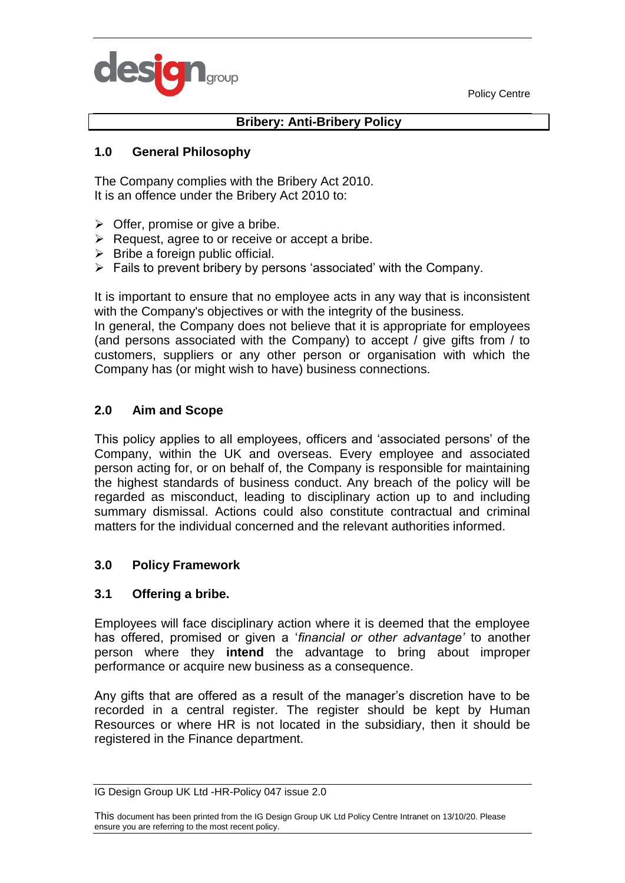# Bribery: Anti-Bribery Policy

## 1.0 General Philosophy

The Company complies with the Bribery Act 2010.
It is an offence under the Bribery Act 2010 to:

- Offer, promise or give a bribe.
- Request, agree to or receive or accept a bribe.
- Bribe a foreign public official.
- Fails to prevent bribery by persons 'associated' with the Company.

It is important to ensure that no employee acts in any way that is inconsistent with the Company's objectives or with the integrity of the business.
In general, the Company does not believe that it is appropriate for employees (and persons associated with the Company) to accept / give gifts from / to customers, suppliers or any other person or organisation with which the Company has (or might wish to have) business connections.

## 2.0 Aim and Scope

This policy applies to all employees, officers and 'associated persons' of the Company, within the UK and overseas. Every employee and associated person acting for, or on behalf of, the Company is responsible for maintaining the highest standards of business conduct. Any breach of the policy will be regarded as misconduct, leading to disciplinary action up to and including summary dismissal. Actions could also constitute contractual and criminal matters for the individual concerned and the relevant authorities informed.

## 3.0 Policy Framework

### 3.1 Offering a bribe.

Employees will face disciplinary action where it is deemed that the employee has offered, promised or given a '*financial or other advantage'* to another person where they **intend** the advantage to bring about improper performance or acquire new business as a consequence.

Any gifts that are offered as a result of the manager's discretion have to be recorded in a central register. The register should be kept by Human Resources or where HR is not located in the subsidiary, then it should be registered in the Finance department.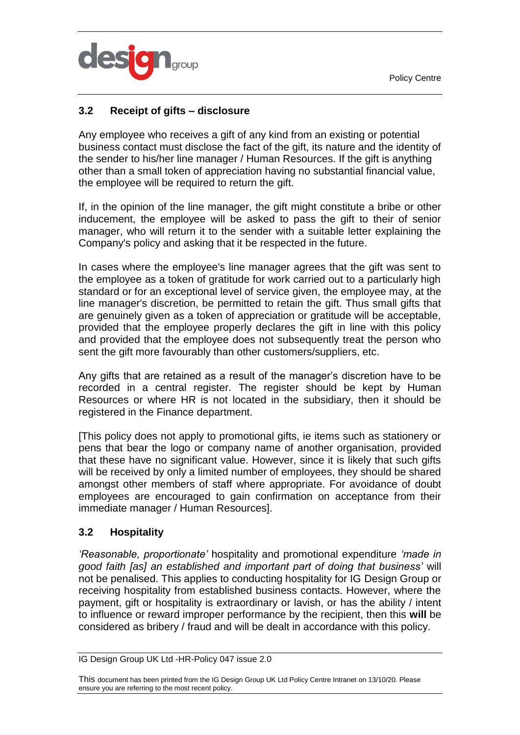### 3.2 Receipt of gifts – disclosure

Any employee who receives a gift of any kind from an existing or potential business contact must disclose the fact of the gift, its nature and the identity of the sender to his/her line manager / Human Resources. If the gift is anything other than a small token of appreciation having no substantial financial value, the employee will be required to return the gift.

If, in the opinion of the line manager, the gift might constitute a bribe or other inducement, the employee will be asked to pass the gift to their of senior manager, who will return it to the sender with a suitable letter explaining the Company's policy and asking that it be respected in the future.

In cases where the employee's line manager agrees that the gift was sent to the employee as a token of gratitude for work carried out to a particularly high standard or for an exceptional level of service given, the employee may, at the line manager's discretion, be permitted to retain the gift. Thus small gifts that are genuinely given as a token of appreciation or gratitude will be acceptable, provided that the employee properly declares the gift in line with this policy and provided that the employee does not subsequently treat the person who sent the gift more favourably than other customers/suppliers, etc.

Any gifts that are retained as a result of the manager's discretion have to be recorded in a central register. The register should be kept by Human Resources or where HR is not located in the subsidiary, then it should be registered in the Finance department.

[This policy does not apply to promotional gifts, ie items such as stationery or pens that bear the logo or company name of another organisation, provided that these have no significant value. However, since it is likely that such gifts will be received by only a limited number of employees, they should be shared amongst other members of staff where appropriate. For avoidance of doubt employees are encouraged to gain confirmation on acceptance from their immediate manager / Human Resources].

### 3.2 Hospitality

*'Reasonable, proportionate'* hospitality and promotional expenditure *'made in good faith [as] an established and important part of doing that business'* will not be penalised. This applies to conducting hospitality for IG Design Group or receiving hospitality from established business contacts. However, where the payment, gift or hospitality is extraordinary or lavish, or has the ability / intent to influence or reward improper performance by the recipient, then this **will** be considered as bribery / fraud and will be dealt in accordance with this policy.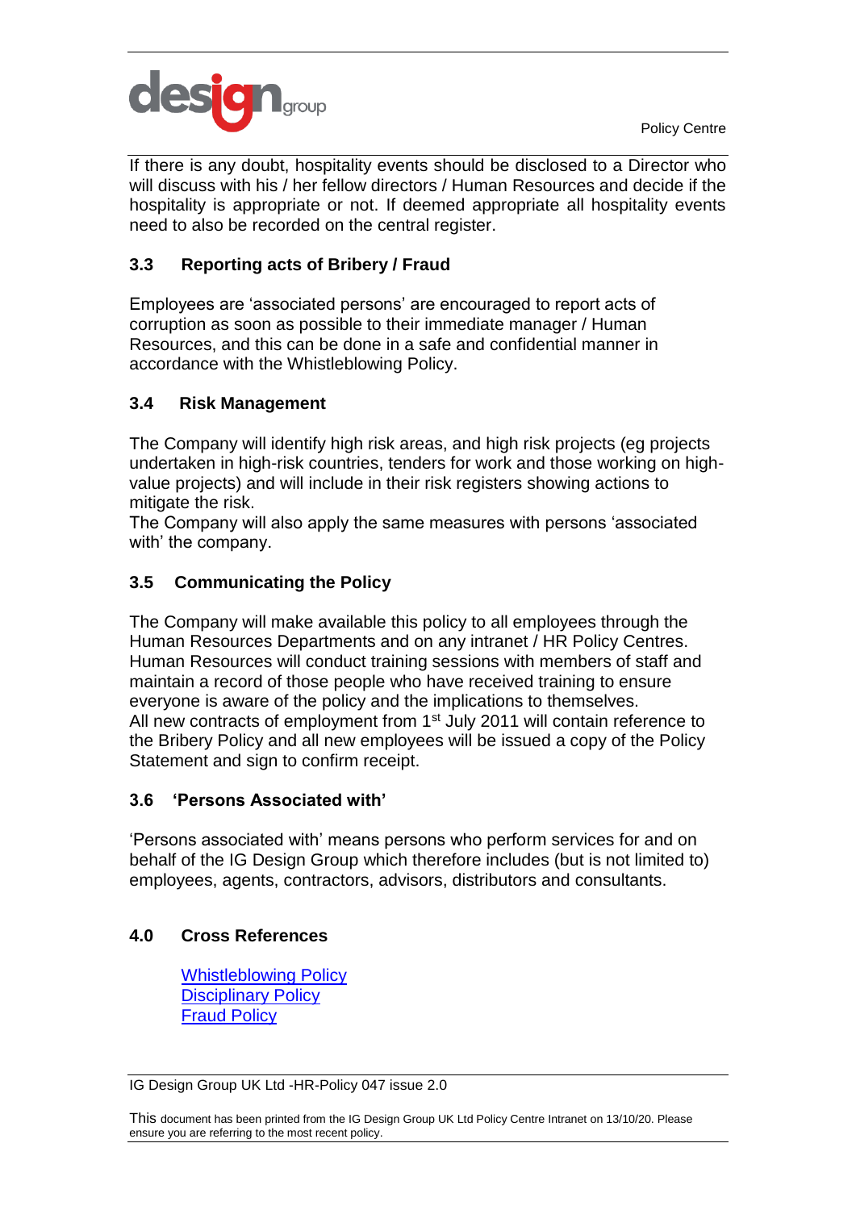If there is any doubt, hospitality events should be disclosed to a Director who will discuss with his / her fellow directors / Human Resources and decide if the hospitality is appropriate or not. If deemed appropriate all hospitality events need to also be recorded on the central register.

### 3.3 Reporting acts of Bribery / Fraud

Employees are 'associated persons' are encouraged to report acts of corruption as soon as possible to their immediate manager / Human Resources, and this can be done in a safe and confidential manner in accordance with the Whistleblowing Policy.

### 3.4 Risk Management

The Company will identify high risk areas, and high risk projects (eg projects undertaken in high-risk countries, tenders for work and those working on high-value projects) and will include in their risk registers showing actions to mitigate the risk.
The Company will also apply the same measures with persons 'associated with' the company.

### 3.5 Communicating the Policy

The Company will make available this policy to all employees through the Human Resources Departments and on any intranet / HR Policy Centres. Human Resources will conduct training sessions with members of staff and maintain a record of those people who have received training to ensure everyone is aware of the policy and the implications to themselves.
All new contracts of employment from 1st July 2011 will contain reference to the Bribery Policy and all new employees will be issued a copy of the Policy Statement and sign to confirm receipt.

### 3.6 'Persons Associated with'

'Persons associated with' means persons who perform services for and on behalf of the IG Design Group which therefore includes (but is not limited to) employees, agents, contractors, advisors, distributors and consultants.

## 4.0 Cross References

Whistleblowing Policy
Disciplinary Policy
Fraud Policy

IG Design Group UK Ltd -HR-Policy 047 issue 2.0

This document has been printed from the IG Design Group UK Ltd Policy Centre Intranet on 13/10/20. Please ensure you are referring to the most recent policy.